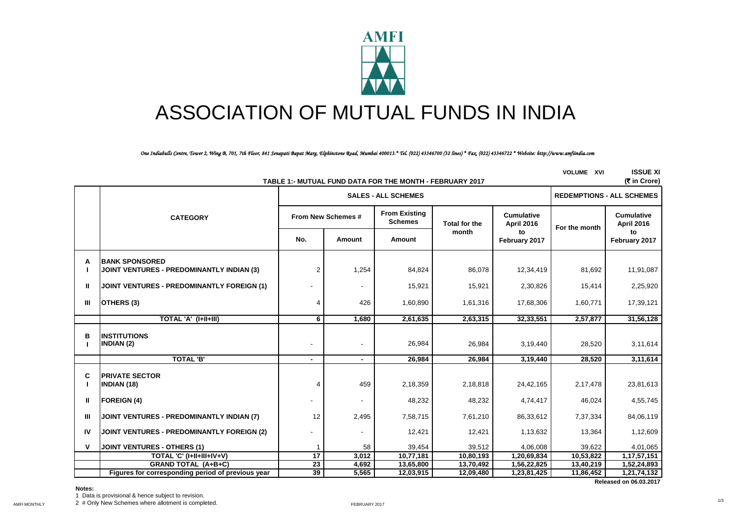# ASSOCIATION OF MUTUAL FUNDS IN INDIA

*One Indiabulls Centre, Tower 2, Wing B, 701, 7th Floor, 841 Senapati Bapat Marg, Elphinstone Road, Mumbai 400013.* Tel. (022) 43346700 (32 lines) * Fax. (022) 43346722 * Website: http://www.amfiindia.com*

VOLUME XVI ISSUE XI

**TABLE 1:- MUTUAL FUND DATA FOR THE MONTH - FEBRUARY 2017** (₹ in Crore)

| | CATEGORY | SALES - ALL SCHEMES | | | | | REDEMPTIONS - ALL SCHEMES | |
|---|---|---|---|---|---|---|---|---|
| | | From New Schemes # | | From Existing Schemes | Total for the month | Cumulative April 2016 to February 2017 | For the month | Cumulative April 2016 to February 2017 |
| | | No. | Amount | Amount | | | | |
| **A** | **BANK SPONSORED** | | | | | | | |
| I | **JOINT VENTURES - PREDOMINANTLY INDIAN (3)** | 2 | 1,254 | 84,824 | 86,078 | 12,34,419 | 81,692 | 11,91,087 |
| II | **JOINT VENTURES - PREDOMINANTLY FOREIGN (1)** | - | - | 15,921 | 15,921 | 2,30,826 | 15,414 | 2,25,920 |
| III | **OTHERS (3)** | 4 | 426 | 1,60,890 | 1,61,316 | 17,68,306 | 1,60,771 | 17,39,121 |
| | **TOTAL 'A' (I+II+III)** | **6** | **1,680** | **2,61,635** | **2,63,315** | **32,33,551** | **2,57,877** | **31,56,128** |
| **B** | **INSTITUTIONS** | | | | | | | |
| I | **INDIAN (2)** | - | - | 26,984 | 26,984 | 3,19,440 | 28,520 | 3,11,614 |
| | **TOTAL 'B'** | **-** | **-** | **26,984** | **26,984** | **3,19,440** | **28,520** | **3,11,614** |
| **C** | **PRIVATE SECTOR** | | | | | | | |
| I | **INDIAN (18)** | 4 | 459 | 2,18,359 | 2,18,818 | 24,42,165 | 2,17,478 | 23,81,613 |
| II | **FOREIGN (4)** | - | - | 48,232 | 48,232 | 4,74,417 | 46,024 | 4,55,745 |
| III | **JOINT VENTURES - PREDOMINANTLY INDIAN (7)** | 12 | 2,495 | 7,58,715 | 7,61,210 | 86,33,612 | 7,37,334 | 84,06,119 |
| IV | **JOINT VENTURES - PREDOMINANTLY FOREIGN (2)** | - | - | 12,421 | 12,421 | 1,13,632 | 13,364 | 1,12,609 |
| V | **JOINT VENTURES - OTHERS (1)** | 1 | 58 | 39,454 | 39,512 | 4,06,008 | 39,622 | 4,01,065 |
| | **TOTAL 'C' (I+II+III+IV+V)** | **17** | **3,012** | **10,77,181** | **10,80,193** | **1,20,69,834** | **10,53,822** | **1,17,57,151** |
| | **GRAND TOTAL (A+B+C)** | **23** | **4,692** | **13,65,800** | **13,70,492** | **1,56,22,825** | **13,40,219** | **1,52,24,893** |
| | **Figures for corresponding period of previous year** | **39** | **5,565** | **12,03,915** | **12,09,480** | **1,23,81,425** | **11,86,452** | **1,21,74,132** |

**Released on 06.03.2017**

**Notes:**

1 Data is provisional & hence subject to revision.

2 # Only New Schemes where allotment is completed.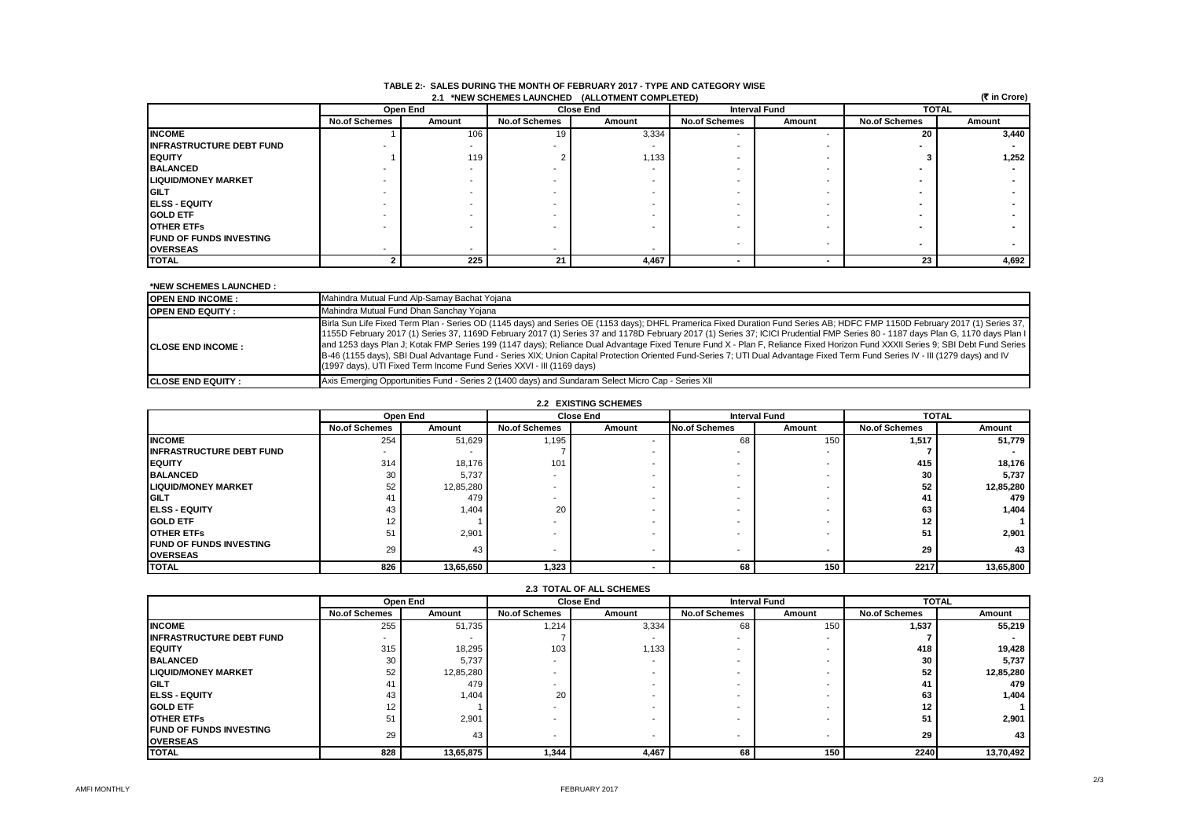# TABLE 2:- SALES DURING THE MONTH OF FEBRUARY 2017 - TYPE AND CATEGORY WISE

## 2.1 *NEW SCHEMES LAUNCHED (ALLOTMENT COMPLETED)

(₹ in Crore)

| | Open End | | Close End | | Interval Fund | | TOTAL | |
|---|---|---|---|---|---|---|---|---|
| | No.of Schemes | Amount | No.of Schemes | Amount | No.of Schemes | Amount | No.of Schemes | Amount |
| **INCOME** | 1 | 106 | 19 | 3,334 | - | - | **20** | **3,440** |
| **INFRASTRUCTURE DEBT FUND** | - | - | - | - | - | - | **-** | **-** |
| **EQUITY** | 1 | 119 | 2 | 1,133 | - | - | **3** | **1,252** |
| **BALANCED** | - | - | - | - | - | - | **-** | **-** |
| **LIQUID/MONEY MARKET** | - | - | - | - | - | - | **-** | **-** |
| **GILT** | - | - | - | - | - | - | **-** | **-** |
| **ELSS - EQUITY** | - | - | - | - | - | - | **-** | **-** |
| **GOLD ETF** | - | - | - | - | - | - | **-** | **-** |
| **OTHER ETFs** | - | - | - | - | - | - | **-** | **-** |
| **FUND OF FUNDS INVESTING OVERSEAS** | - | - | - | - | - | - | **-** | **-** |
| **TOTAL** | **2** | **225** | **21** | **4,467** | **-** | **-** | **23** | **4,692** |

**\*NEW SCHEMES LAUNCHED :**

| | |
|---|---|
| **OPEN END INCOME :** | Mahindra Mutual Fund Alp-Samay Bachat Yojana |
| **OPEN END EQUITY :** | Mahindra Mutual Fund Dhan Sanchay Yojana |
| **CLOSE END INCOME :** | Birla Sun Life Fixed Term Plan - Series OD (1145 days) and Series OE (1153 days); DHFL Pramerica Fixed Duration Fund Series AB; HDFC FMP 1150D February 2017 (1) Series 37, 1155D February 2017 (1) Series 37, 1169D February 2017 (1) Series 37 and 1178D February 2017 (1) Series 37; ICICI Prudential FMP Series 80 - 1187 days Plan G, 1170 days Plan I and 1253 days Plan J; Kotak FMP Series 199 (1147 days); Reliance Dual Advantage Fixed Tenure Fund X - Plan F, Reliance Fixed Horizon Fund XXXII Series 9; SBI Debt Fund Series B-46 (1155 days), SBI Dual Advantage Fund - Series XIX; Union Capital Protection Oriented Fund-Series 7; UTI Dual Advantage Fixed Term Fund Series IV - III (1279 days) and IV (1997 days), UTI Fixed Term Income Fund Series XXVI - III (1169 days) |
| **CLOSE END EQUITY :** | Axis Emerging Opportunities Fund - Series 2 (1400 days) and Sundaram Select Micro Cap - Series XII |

## 2.2 EXISTING SCHEMES

| | Open End | | Close End | | Interval Fund | | TOTAL | |
|---|---|---|---|---|---|---|---|---|
| | No.of Schemes | Amount | No.of Schemes | Amount | No.of Schemes | Amount | No.of Schemes | Amount |
| **INCOME** | 254 | 51,629 | 1,195 | - | 68 | 150 | **1,517** | **51,779** |
| **INFRASTRUCTURE DEBT FUND** | - | - | 7 | - | - | - | **7** | **-** |
| **EQUITY** | 314 | 18,176 | 101 | - | - | - | **415** | **18,176** |
| **BALANCED** | 30 | 5,737 | - | - | - | - | **30** | **5,737** |
| **LIQUID/MONEY MARKET** | 52 | 12,85,280 | - | - | - | - | **52** | **12,85,280** |
| **GILT** | 41 | 479 | - | - | - | - | **41** | **479** |
| **ELSS - EQUITY** | 43 | 1,404 | 20 | - | - | - | **63** | **1,404** |
| **GOLD ETF** | 12 | 1 | - | - | - | - | **12** | **1** |
| **OTHER ETFs** | 51 | 2,901 | - | - | - | - | **51** | **2,901** |
| **FUND OF FUNDS INVESTING OVERSEAS** | 29 | 43 | - | - | - | - | **29** | **43** |
| **TOTAL** | **826** | **13,65,650** | **1,323** | **-** | **68** | **150** | **2217** | **13,65,800** |

## 2.3 TOTAL OF ALL SCHEMES

| | Open End | | Close End | | Interval Fund | | TOTAL | |
|---|---|---|---|---|---|---|---|---|
| | No.of Schemes | Amount | No.of Schemes | Amount | No.of Schemes | Amount | No.of Schemes | Amount |
| **INCOME** | 255 | 51,735 | 1,214 | 3,334 | 68 | 150 | **1,537** | **55,219** |
| **INFRASTRUCTURE DEBT FUND** | - | - | 7 | - | - | - | **7** | **-** |
| **EQUITY** | 315 | 18,295 | 103 | 1,133 | - | - | **418** | **19,428** |
| **BALANCED** | 30 | 5,737 | - | - | - | - | **30** | **5,737** |
| **LIQUID/MONEY MARKET** | 52 | 12,85,280 | - | - | - | - | **52** | **12,85,280** |
| **GILT** | 41 | 479 | - | - | - | - | **41** | **479** |
| **ELSS - EQUITY** | 43 | 1,404 | 20 | - | - | - | **63** | **1,404** |
| **GOLD ETF** | 12 | 1 | - | - | - | - | **12** | **1** |
| **OTHER ETFs** | 51 | 2,901 | - | - | - | - | **51** | **2,901** |
| **FUND OF FUNDS INVESTING OVERSEAS** | 29 | 43 | - | - | - | - | **29** | **43** |
| **TOTAL** | **828** | **13,65,875** | **1,344** | **4,467** | **68** | **150** | **2240** | **13,70,492** |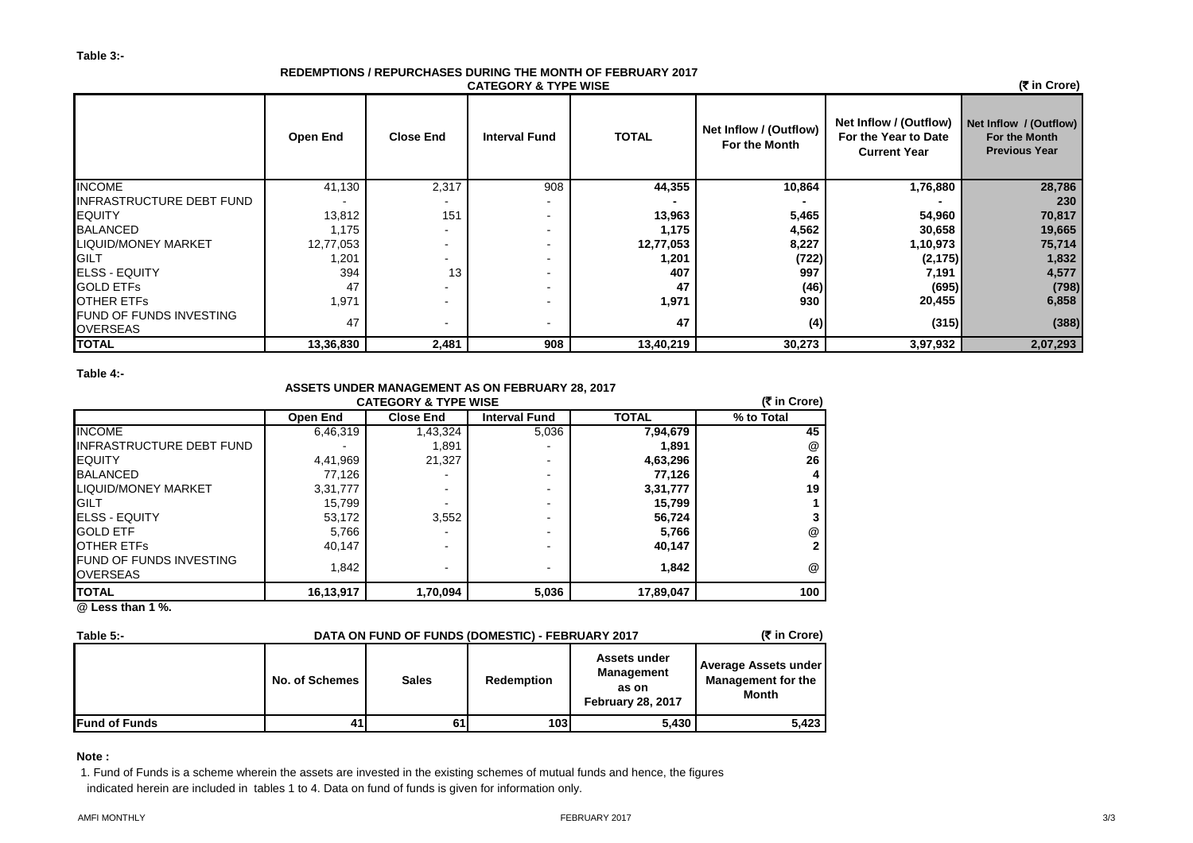**Table 3:-**

### REDEMPTIONS / REPURCHASES DURING THE MONTH OF FEBRUARY 2017
### CATEGORY & TYPE WISE

(₹ in Crore)

| | Open End | Close End | Interval Fund | TOTAL | Net Inflow / (Outflow) For the Month | Net Inflow / (Outflow) For the Year to Date Current Year | Net Inflow / (Outflow) For the Month Previous Year |
|---|---|---|---|---|---|---|---|
| INCOME | 41,130 | 2,317 | 908 | **44,355** | **10,864** | **1,76,880** | **28,786** |
| INFRASTRUCTURE DEBT FUND | - | - | - | **-** | **-** | **-** | **230** |
| EQUITY | 13,812 | 151 | - | **13,963** | **5,465** | **54,960** | **70,817** |
| BALANCED | 1,175 | - | - | **1,175** | **4,562** | **30,658** | **19,665** |
| LIQUID/MONEY MARKET | 12,77,053 | - | - | **12,77,053** | **8,227** | **1,10,973** | **75,714** |
| GILT | 1,201 | - | - | **1,201** | **(722)** | **(2,175)** | **1,832** |
| ELSS - EQUITY | 394 | 13 | - | **407** | **997** | **7,191** | **4,577** |
| GOLD ETFs | 47 | - | - | **47** | **(46)** | **(695)** | **(798)** |
| OTHER ETFs | 1,971 | - | - | **1,971** | **930** | **20,455** | **6,858** |
| FUND OF FUNDS INVESTING OVERSEAS | 47 | - | - | **47** | **(4)** | **(315)** | **(388)** |
| **TOTAL** | **13,36,830** | **2,481** | **908** | **13,40,219** | **30,273** | **3,97,932** | **2,07,293** |

**Table 4:-**

### ASSETS UNDER MANAGEMENT AS ON FEBRUARY 28, 2017
### CATEGORY & TYPE WISE

(₹ in Crore)

| | Open End | Close End | Interval Fund | TOTAL | % to Total |
|---|---|---|---|---|---|
| INCOME | 6,46,319 | 1,43,324 | 5,036 | **7,94,679** | **45** |
| INFRASTRUCTURE DEBT FUND | - | 1,891 | - | **1,891** | @ |
| EQUITY | 4,41,969 | 21,327 | - | **4,63,296** | **26** |
| BALANCED | 77,126 | - | - | **77,126** | **4** |
| LIQUID/MONEY MARKET | 3,31,777 | - | - | **3,31,777** | **19** |
| GILT | 15,799 | - | - | **15,799** | **1** |
| ELSS - EQUITY | 53,172 | 3,552 | - | **56,724** | **3** |
| GOLD ETF | 5,766 | - | - | **5,766** | @ |
| OTHER ETFs | 40,147 | - | - | **40,147** | **2** |
| FUND OF FUNDS INVESTING OVERSEAS | 1,842 | - | - | **1,842** | @ |
| **TOTAL** | **16,13,917** | **1,70,094** | **5,036** | **17,89,047** | **100** |

**@ Less than 1 %.**

**Table 5:-**

### DATA ON FUND OF FUNDS (DOMESTIC) - FEBRUARY 2017

(₹ in Crore)

| | No. of Schemes | Sales | Redemption | Assets under Management as on February 28, 2017 | Average Assets under Management for the Month |
|---|---|---|---|---|---|
| **Fund of Funds** | 41 | 61 | 103 | 5,430 | 5,423 |

**Note :**

1. Fund of Funds is a scheme wherein the assets are invested in the existing schemes of mutual funds and hence, the figures indicated herein are included in tables 1 to 4. Data on fund of funds is given for information only.